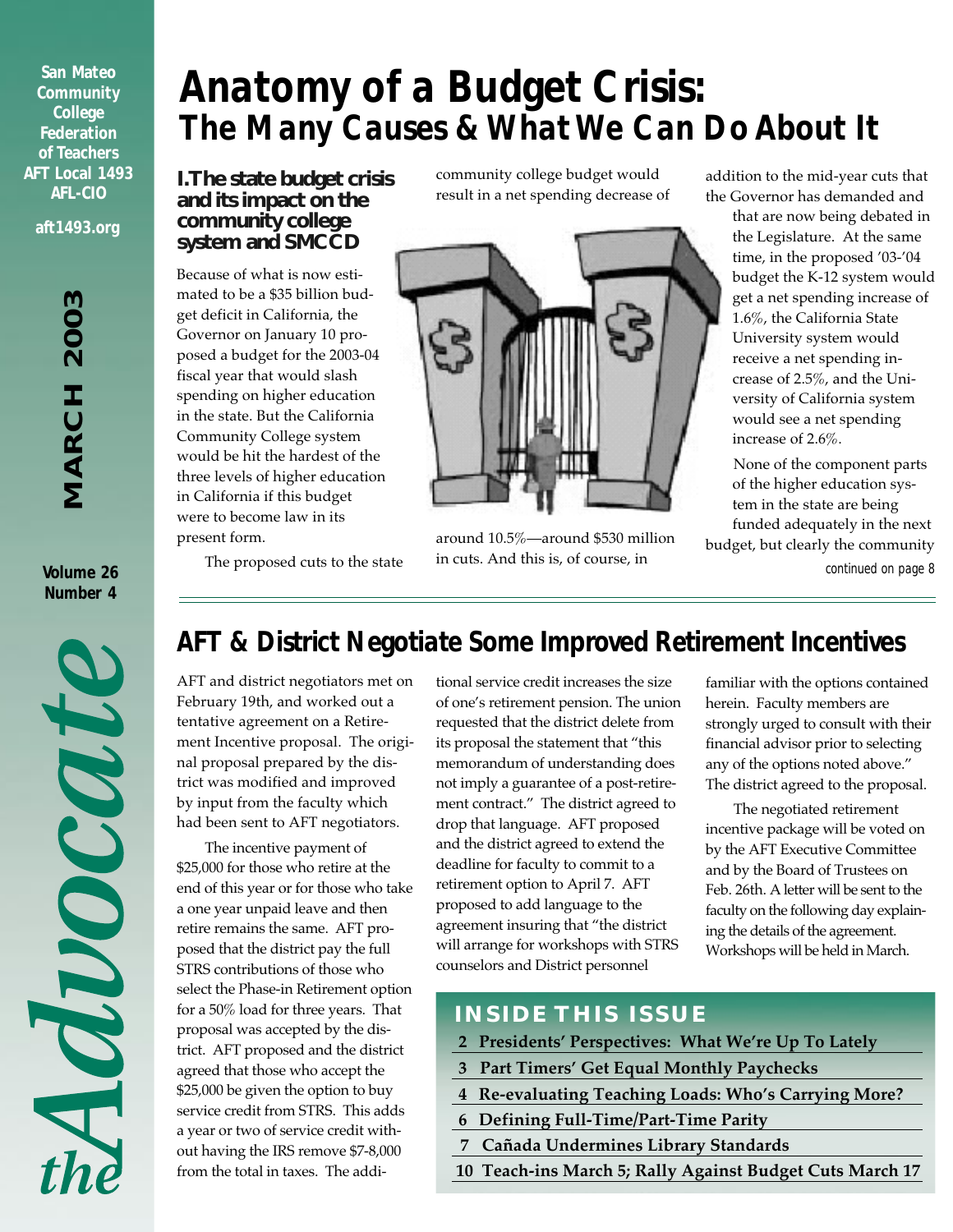San Mateo Community College Federation of Teachers AFT Local 1493 AFL-CIO

aft1493.org

MARCH 2003

Volume 26 Number 4

*the Advocate*

# Anatomy of a Budget Crisis: The Many Causes & What We Can Do About It

### I. The state budget crisis and its impact on the community college system and SMCCD

Because of what is now estimated to be a $35 billion budget deficit in California, the Governor on January 10 proposed a budget for the 2003-04 fiscal year that would slash spending on higher education in the state. But the California Community College system would be hit the hardest of the three levels of higher education in California if this budget were to become law in its present form.

The proposed cuts to the state community college budget would result in a net spending decrease of around 10.5%—around $530 million in cuts. And this is, of course, in addition to the mid-year cuts that the Governor has demanded and that are now being debated in the Legislature. At the same time, in the proposed '03-'04 budget the K-12 system would get a net spending increase of 1.6%, the California State University system would receive a net spending increase of 2.5%, and the University of California system would see a net spending increase of 2.6%.

None of the component parts of the higher education system in the state are being funded adequately in the next budget, but clearly the community

*continued on page 8*

## AFT & District Negotiate Some Improved Retirement Incentives

AFT and district negotiators met on February 19th, and worked out a tentative agreement on a Retirement Incentive proposal. The original proposal prepared by the district was modified and improved by input from the faculty which had been sent to AFT negotiators.

The incentive payment of $25,000 for those who retire at the end of this year or for those who take a one year unpaid leave and then retire remains the same. AFT proposed that the district pay the full STRS contributions of those who select the Phase-in Retirement option for a 50% load for three years. That proposal was accepted by the district. AFT proposed and the district agreed that those who accept the $25,000 be given the option to buy service credit from STRS. This adds a year or two of service credit without having the IRS remove $7-8,000 from the total in taxes. The additional service credit increases the size of one's retirement pension. The union requested that the district delete from its proposal the statement that "this memorandum of understanding does not imply a guarantee of a post-retirement contract." The district agreed to drop that language. AFT proposed and the district agreed to extend the deadline for faculty to commit to a retirement option to April 7. AFT proposed to add language to the agreement insuring that "the district will arrange for workshops with STRS counselors and District personnel familiar with the options contained herein. Faculty members are strongly urged to consult with their financial advisor prior to selecting any of the options noted above." The district agreed to the proposal.

The negotiated retirement incentive package will be voted on by the AFT Executive Committee and by the Board of Trustees on Feb. 26th. A letter will be sent to the faculty on the following day explaining the details of the agreement. Workshops will be held in March.

### INSIDE THIS ISSUE

- 2 Presidents' Perspectives: What We're Up To Lately
- 3 Part Timers' Get Equal Monthly Paychecks
- 4 Re-evaluating Teaching Loads: Who's Carrying More?
- 6 Defining Full-Time/Part-Time Parity
- 7 Cañada Undermines Library Standards
- 10 Teach-ins March 5; Rally Against Budget Cuts March 17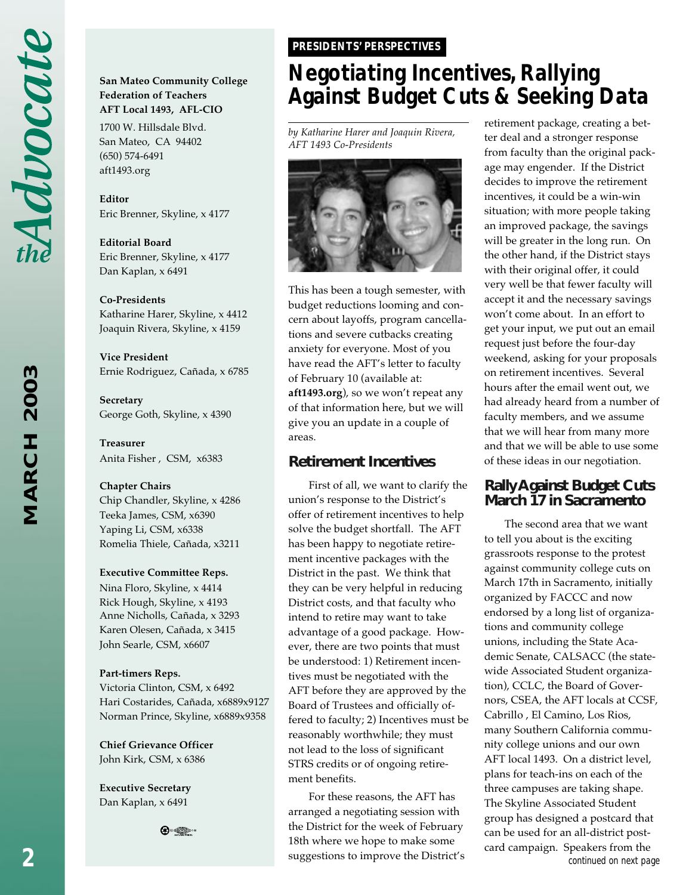**San Mateo Community College Federation of Teachers**
**AFT Local 1493, AFL-CIO**
1700 W. Hillsdale Blvd.
San Mateo, CA 94402
(650) 574-6491
aft1493.org

**Editor**
Eric Brenner, Skyline, x 4177

**Editorial Board**
Eric Brenner, Skyline, x 4177
Dan Kaplan, x 6491

**Co-Presidents**
Katharine Harer, Skyline, x 4412
Joaquin Rivera, Skyline, x 4159

**Vice President**
Ernie Rodriguez, Cañada, x 6785

**Secretary**
George Goth, Skyline, x 4390

**Treasurer**
Anita Fisher , CSM, x6383

**Chapter Chairs**
Chip Chandler, Skyline, x 4286
Teeka James, CSM, x6390
Yaping Li, CSM, x6338
Romelia Thiele, Cañada, x3211

**Executive Committee Reps.**
Nina Floro, Skyline, x 4414
Rick Hough, Skyline, x 4193
Anne Nicholls, Cañada, x 3293
Karen Olesen, Cañada, x 3415
John Searle, CSM, x6607

**Part-timers Reps.**
Victoria Clinton, CSM, x 6492
Hari Costarides, Cañada, x6889x9127
Norman Prince, Skyline, x6889x9358

**Chief Grievance Officer**
John Kirk, CSM, x 6386

**Executive Secretary**
Dan Kaplan, x 6491

**PRESIDENTS' PERSPECTIVES**

# Negotiating Incentives, Rallying Against Budget Cuts & Seeking Data

*by Katharine Harer and Joaquin Rivera, AFT 1493 Co-Presidents*

This has been a tough semester, with budget reductions looming and concern about layoffs, program cancellations and severe cutbacks creating anxiety for everyone. Most of you have read the AFT's letter to faculty of February 10 (available at: **aft1493.org**), so we won't repeat any of that information here, but we will give you an update in a couple of areas.

## Retirement Incentives

First of all, we want to clarify the union's response to the District's offer of retirement incentives to help solve the budget shortfall. The AFT has been happy to negotiate retirement incentive packages with the District in the past. We think that they can be very helpful in reducing District costs, and that faculty who intend to retire may want to take advantage of a good package. However, there are two points that must be understood: 1) Retirement incentives must be negotiated with the AFT before they are approved by the Board of Trustees and officially offered to faculty; 2) Incentives must be reasonably worthwhile; they must not lead to the loss of significant STRS credits or of ongoing retirement benefits.

For these reasons, the AFT has arranged a negotiating session with the District for the week of February 18th where we hope to make some suggestions to improve the District's retirement package, creating a better deal and a stronger response from faculty than the original package may engender. If the District decides to improve the retirement incentives, it could be a win-win situation; with more people taking an improved package, the savings will be greater in the long run. On the other hand, if the District stays with their original offer, it could very well be that fewer faculty will accept it and the necessary savings won't come about. In an effort to get your input, we put out an email request just before the four-day weekend, asking for your proposals on retirement incentives. Several hours after the email went out, we had already heard from a number of faculty members, and we assume that we will hear from many more and that we will be able to use some of these ideas in our negotiation.

## Rally Against Budget Cuts March 17 in Sacramento

The second area that we want to tell you about is the exciting grassroots response to the protest against community college cuts on March 17th in Sacramento, initially organized by FACCC and now endorsed by a long list of organizations and community college unions, including the State Academic Senate, CALSACC (the statewide Associated Student organization), CCLC, the Board of Governors, CSEA, the AFT locals at CCSF, Cabrillo , El Camino, Los Rios, many Southern California community college unions and our own AFT local 1493. On a district level, plans for teach-ins on each of the three campuses are taking shape. The Skyline Associated Student group has designed a postcard that can be used for an all-district postcard campaign. Speakers from the

*continued on next page*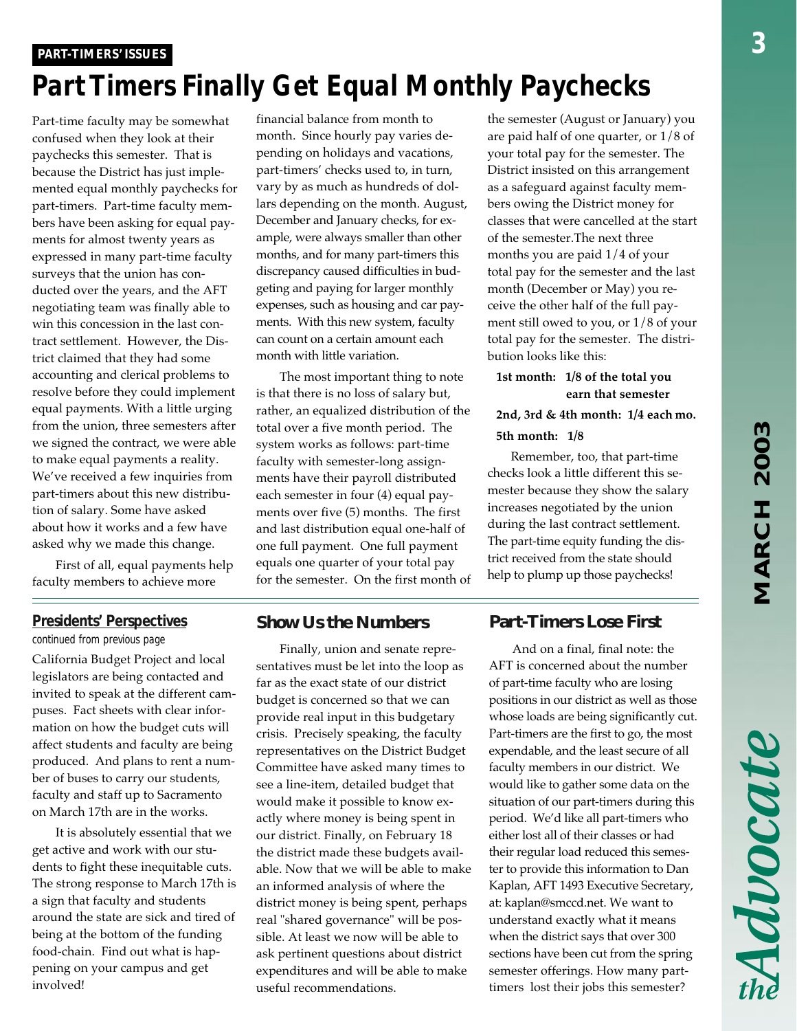**PART-TIMERS' ISSUES**

# Part Timers Finally Get Equal Monthly Paychecks

Part-time faculty may be somewhat confused when they look at their paychecks this semester. That is because the District has just implemented equal monthly paychecks for part-timers. Part-time faculty members have been asking for equal payments for almost twenty years as expressed in many part-time faculty surveys that the union has conducted over the years, and the AFT negotiating team was finally able to win this concession in the last contract settlement. However, the District claimed that they had some accounting and clerical problems to resolve before they could implement equal payments. With a little urging from the union, three semesters after we signed the contract, we were able to make equal payments a reality. We've received a few inquiries from part-timers about this new distribution of salary. Some have asked about how it works and a few have asked why we made this change.

First of all, equal payments help faculty members to achieve more financial balance from month to month. Since hourly pay varies depending on holidays and vacations, part-timers' checks used to, in turn, vary by as much as hundreds of dollars depending on the month. August, December and January checks, for example, were always smaller than other months, and for many part-timers this discrepancy caused difficulties in budgeting and paying for larger monthly expenses, such as housing and car payments. With this new system, faculty can count on a certain amount each month with little variation.

The most important thing to note is that there is no loss of salary but, rather, an equalized distribution of the total over a five month period. The system works as follows: part-time faculty with semester-long assignments have their payroll distributed each semester in four (4) equal payments over five (5) months. The first and last distribution equal one-half of one full payment. One full payment equals one quarter of your total pay for the semester. On the first month of the semester (August or January) you are paid half of one quarter, or 1/8 of your total pay for the semester. The District insisted on this arrangement as a safeguard against faculty members owing the District money for classes that were cancelled at the start of the semester.The next three months you are paid 1/4 of your total pay for the semester and the last month (December or May) you receive the other half of the full payment still owed to you, or 1/8 of your total pay for the semester. The distribution looks like this:

**1st month: 1/8 of the total you earn that semester**

**2nd, 3rd & 4th month: 1/4 each mo.**

**5th month: 1/8**

Remember, too, that part-time checks look a little different this semester because they show the salary increases negotiated by the union during the last contract settlement. The part-time equity funding the district received from the state should help to plump up those paychecks!

## Presidents' Perspectives

*continued from previous page*

California Budget Project and local legislators are being contacted and invited to speak at the different campuses. Fact sheets with clear information on how the budget cuts will affect students and faculty are being produced. And plans to rent a number of buses to carry our students, faculty and staff up to Sacramento on March 17th are in the works.

It is absolutely essential that we get active and work with our students to fight these inequitable cuts. The strong response to March 17th is a sign that faculty and students around the state are sick and tired of being at the bottom of the funding food-chain. Find out what is happening on your campus and get involved!

## Show Us the Numbers

Finally, union and senate representatives must be let into the loop as far as the exact state of our district budget is concerned so that we can provide real input in this budgetary crisis. Precisely speaking, the faculty representatives on the District Budget Committee have asked many times to see a line-item, detailed budget that would make it possible to know exactly where money is being spent in our district. Finally, on February 18 the district made these budgets available. Now that we will be able to make an informed analysis of where the district money is being spent, perhaps real "shared governance" will be possible. At least we now will be able to ask pertinent questions about district expenditures and will be able to make useful recommendations.

## Part-Timers Lose First

And on a final, final note: the AFT is concerned about the number of part-time faculty who are losing positions in our district as well as those whose loads are being significantly cut. Part-timers are the first to go, the most expendable, and the least secure of all faculty members in our district. We would like to gather some data on the situation of our part-timers during this period. We'd like all part-timers who either lost all of their classes or had their regular load reduced this semester to provide this information to Dan Kaplan, AFT 1493 Executive Secretary, at: kaplan@smccd.net. We want to understand exactly what it means when the district says that over 300 sections have been cut from the spring semester offerings. How many part-timers lost their jobs this semester?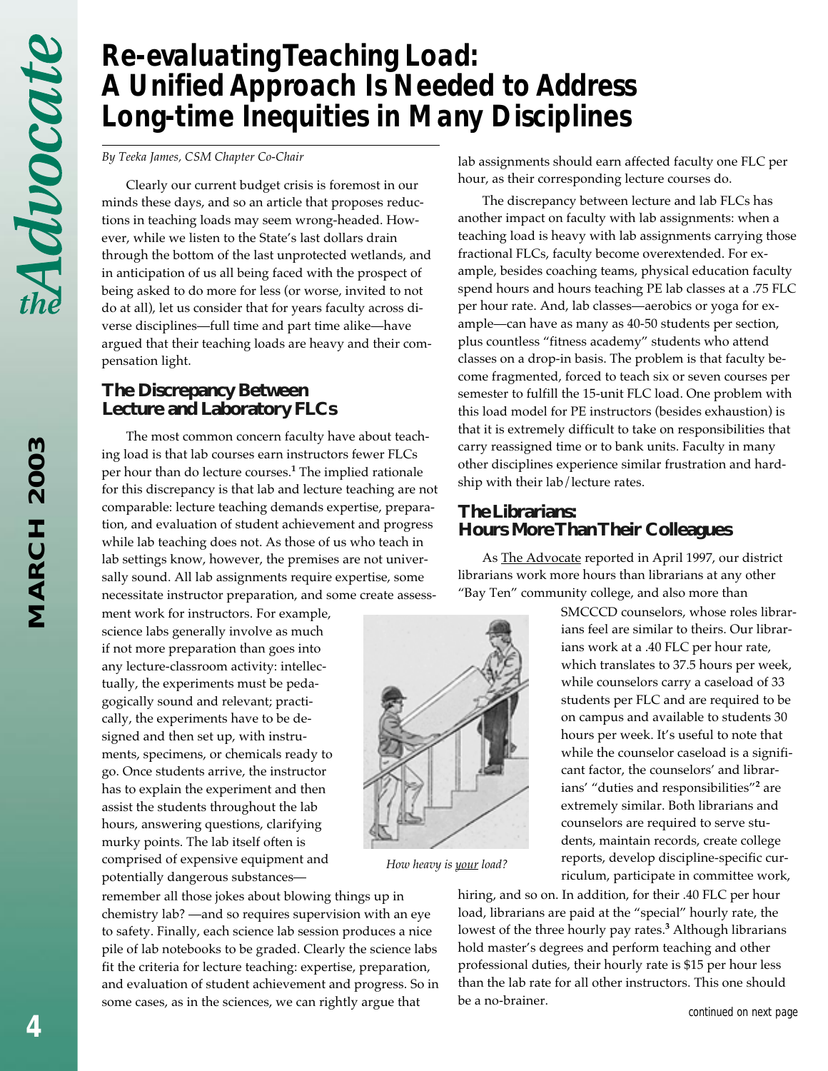# Re-evaluating Teaching Load: A Unified Approach Is Needed to Address Long-time Inequities in Many Disciplines

*By Teeka James, CSM Chapter Co-Chair*

Clearly our current budget crisis is foremost in our minds these days, and so an article that proposes reductions in teaching loads may seem wrong-headed. However, while we listen to the State's last dollars drain through the bottom of the last unprotected wetlands, and in anticipation of us all being faced with the prospect of being asked to do more for less (or worse, invited to not do at all), let us consider that for years faculty across diverse disciplines—full time and part time alike—have argued that their teaching loads are heavy and their compensation light.

## The Discrepancy Between Lecture and Laboratory FLCs

The most common concern faculty have about teaching load is that lab courses earn instructors fewer FLCs per hour than do lecture courses.[1] The implied rationale for this discrepancy is that lab and lecture teaching are not comparable: lecture teaching demands expertise, preparation, and evaluation of student achievement and progress while lab teaching does not. As those of us who teach in lab settings know, however, the premises are not universally sound. All lab assignments require expertise, some necessitate instructor preparation, and some create assessment work for instructors. For example, science labs generally involve as much if not more preparation than goes into any lecture-classroom activity: intellectually, the experiments must be pedagogically sound and relevant; practically, the experiments have to be designed and then set up, with instruments, specimens, or chemicals ready to go. Once students arrive, the instructor has to explain the experiment and then assist the students throughout the lab hours, answering questions, clarifying murky points. The lab itself often is comprised of expensive equipment and potentially dangerous substances—remember all those jokes about blowing things up in chemistry lab? —and so requires supervision with an eye to safety. Finally, each science lab session produces a nice pile of lab notebooks to be graded. Clearly the science labs fit the criteria for lecture teaching: expertise, preparation, and evaluation of student achievement and progress. So in some cases, as in the sciences, we can rightly argue that lab assignments should earn affected faculty one FLC per hour, as their corresponding lecture courses do.

*How heavy is your load?*

The discrepancy between lecture and lab FLCs has another impact on faculty with lab assignments: when a teaching load is heavy with lab assignments carrying those fractional FLCs, faculty become overextended. For example, besides coaching teams, physical education faculty spend hours and hours teaching PE lab classes at a .75 FLC per hour rate. And, lab classes—aerobics or yoga for example—can have as many as 40-50 students per section, plus countless "fitness academy" students who attend classes on a drop-in basis. The problem is that faculty become fragmented, forced to teach six or seven courses per semester to fulfill the 15-unit FLC load. One problem with this load model for PE instructors (besides exhaustion) is that it is extremely difficult to take on responsibilities that carry reassigned time or to bank units. Faculty in many other disciplines experience similar frustration and hardship with their lab/lecture rates.

## The Librarians: Hours More Than Their Colleagues

As The Advocate reported in April 1997, our district librarians work more hours than librarians at any other "Bay Ten" community college, and also more than SMCCCD counselors, whose roles librarians feel are similar to theirs. Our librarians work at a .40 FLC per hour rate, which translates to 37.5 hours per week, while counselors carry a caseload of 33 students per FLC and are required to be on campus and available to students 30 hours per week. It's useful to note that while the counselor caseload is a significant factor, the counselors' and librarians' "duties and responsibilities"[2] are extremely similar. Both librarians and counselors are required to serve students, maintain records, create college reports, develop discipline-specific curriculum, participate in committee work, hiring, and so on. In addition, for their .40 FLC per hour load, librarians are paid at the "special" hourly rate, the lowest of the three hourly pay rates.[3] Although librarians hold master's degrees and perform teaching and other professional duties, their hourly rate is $15 per hour less than the lab rate for all other instructors. This one should be a no-brainer.

continued on next page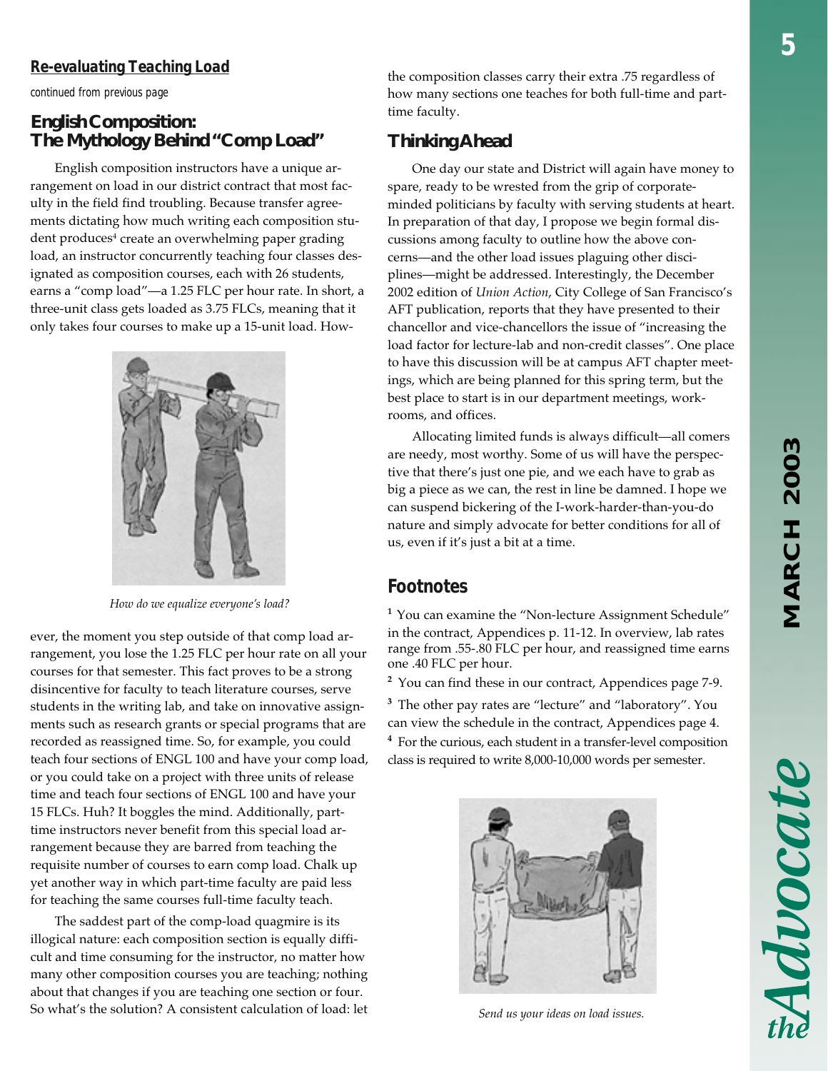## Re-evaluating Teaching Load

*continued from previous page*

### English Composition: The Mythology Behind "Comp Load"

English composition instructors have a unique arrangement on load in our district contract that most faculty in the field find troubling. Because transfer agreements dictating how much writing each composition student produces[4] create an overwhelming paper grading load, an instructor concurrently teaching four classes designated as composition courses, each with 26 students, earns a "comp load"—a 1.25 FLC per hour rate. In short, a three-unit class gets loaded as 3.75 FLCs, meaning that it only takes four courses to make up a 15-unit load. However, the moment you step outside of that comp load arrangement, you lose the 1.25 FLC per hour rate on all your courses for that semester. This fact proves to be a strong disincentive for faculty to teach literature courses, serve students in the writing lab, and take on innovative assignments such as research grants or special programs that are recorded as reassigned time. So, for example, you could teach four sections of ENGL 100 and have your comp load, or you could take on a project with three units of release time and teach four sections of ENGL 100 and have your 15 FLCs. Huh? It boggles the mind. Additionally, part-time instructors never benefit from this special load arrangement because they are barred from teaching the requisite number of courses to earn comp load. Chalk up yet another way in which part-time faculty are paid less for teaching the same courses full-time faculty teach.

*How do we equalize everyone's load?*

The saddest part of the comp-load quagmire is its illogical nature: each composition section is equally difficult and time consuming for the instructor, no matter how many other composition courses you are teaching; nothing about that changes if you are teaching one section or four. So what's the solution? A consistent calculation of load: let the composition classes carry their extra .75 regardless of how many sections one teaches for both full-time and part-time faculty.

### Thinking Ahead

One day our state and District will again have money to spare, ready to be wrested from the grip of corporate-minded politicians by faculty with serving students at heart. In preparation of that day, I propose we begin formal discussions among faculty to outline how the above concerns—and the other load issues plaguing other disciplines—might be addressed. Interestingly, the December 2002 edition of *Union Action*, City College of San Francisco's AFT publication, reports that they have presented to their chancellor and vice-chancellors the issue of "increasing the load factor for lecture-lab and non-credit classes". One place to have this discussion will be at campus AFT chapter meetings, which are being planned for this spring term, but the best place to start is in our department meetings, workrooms, and offices.

Allocating limited funds is always difficult—all comers are needy, most worthy. Some of us will have the perspective that there's just one pie, and we each have to grab as big a piece as we can, the rest in line be damned. I hope we can suspend bickering of the I-work-harder-than-you-do nature and simply advocate for better conditions for all of us, even if it's just a bit at a time.

### Footnotes

[1] You can examine the "Non-lecture Assignment Schedule" in the contract, Appendices p. 11-12. In overview, lab rates range from .55-.80 FLC per hour, and reassigned time earns one .40 FLC per hour.

[2] You can find these in our contract, Appendices page 7-9.

[3] The other pay rates are "lecture" and "laboratory". You can view the schedule in the contract, Appendices page 4.

[4] For the curious, each student in a transfer-level composition class is required to write 8,000-10,000 words per semester.

*Send us your ideas on load issues.*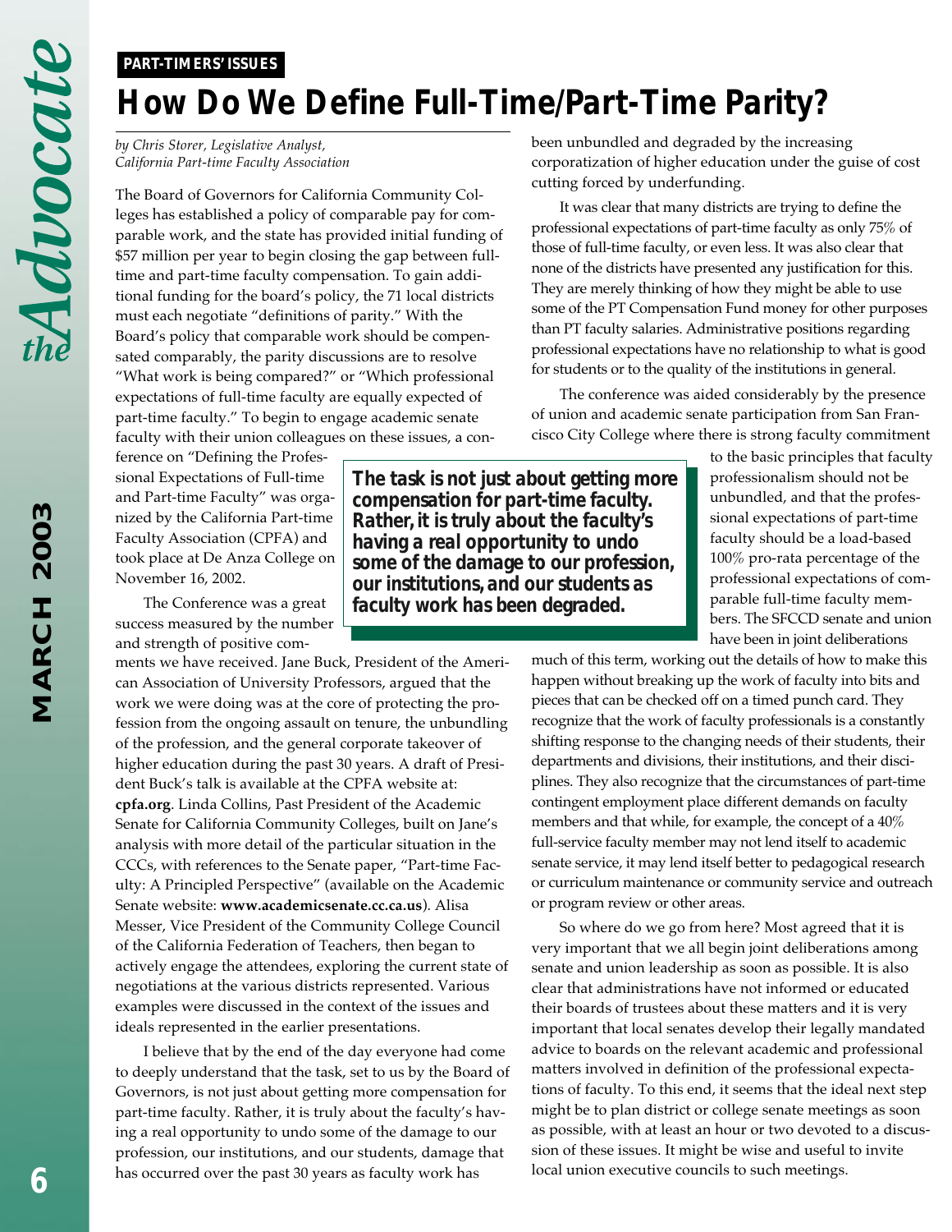PART-TIMERS' ISSUES

# How Do We Define Full-Time/Part-Time Parity?

*by Chris Storer, Legislative Analyst, California Part-time Faculty Association*

The Board of Governors for California Community Colleges has established a policy of comparable pay for comparable work, and the state has provided initial funding of $57 million per year to begin closing the gap between full-time and part-time faculty compensation. To gain additional funding for the board's policy, the 71 local districts must each negotiate "definitions of parity." With the Board's policy that comparable work should be compensated comparably, the parity discussions are to resolve "What work is being compared?" or "Which professional expectations of full-time faculty are equally expected of part-time faculty." To begin to engage academic senate faculty with their union colleagues on these issues, a conference on "Defining the Professional Expectations of Full-time and Part-time Faculty" was organized by the California Part-time Faculty Association (CPFA) and took place at De Anza College on November 16, 2002.

The Conference was a great success measured by the number and strength of positive comments we have received. Jane Buck, President of the American Association of University Professors, argued that the work we were doing was at the core of protecting the profession from the ongoing assault on tenure, the unbundling of the profession, and the general corporate takeover of higher education during the past 30 years. A draft of President Buck's talk is available at the CPFA website at: **cpfa.org**. Linda Collins, Past President of the Academic Senate for California Community Colleges, built on Jane's analysis with more detail of the particular situation in the CCCs, with references to the Senate paper, "Part-time Faculty: A Principled Perspective" (available on the Academic Senate website: **www.academicsenate.cc.ca.us**). Alisa Messer, Vice President of the Community College Council of the California Federation of Teachers, then began to actively engage the attendees, exploring the current state of negotiations at the various districts represented. Various examples were discussed in the context of the issues and ideals represented in the earlier presentations.

I believe that by the end of the day everyone had come to deeply understand that the task, set to us by the Board of Governors, is not just about getting more compensation for part-time faculty. Rather, it is truly about the faculty's having a real opportunity to undo some of the damage to our profession, our institutions, and our students, damage that has occurred over the past 30 years as faculty work has been unbundled and degraded by the increasing corporatization of higher education under the guise of cost cutting forced by underfunding.

**The task is not just about getting more compensation for part-time faculty. Rather, it is truly about the faculty's having a real opportunity to undo some of the damage to our profession, our institutions, and our students as faculty work has been degraded.**

It was clear that many districts are trying to define the professional expectations of part-time faculty as only 75% of those of full-time faculty, or even less. It was also clear that none of the districts have presented any justification for this. They are merely thinking of how they might be able to use some of the PT Compensation Fund money for other purposes than PT faculty salaries. Administrative positions regarding professional expectations have no relationship to what is good for students or to the quality of the institutions in general.

The conference was aided considerably by the presence of union and academic senate participation from San Francisco City College where there is strong faculty commitment to the basic principles that faculty professionalism should not be unbundled, and that the professional expectations of part-time faculty should be a load-based 100% pro-rata percentage of the professional expectations of comparable full-time faculty members. The SFCCD senate and union have been in joint deliberations much of this term, working out the details of how to make this happen without breaking up the work of faculty into bits and pieces that can be checked off on a timed punch card. They recognize that the work of faculty professionals is a constantly shifting response to the changing needs of their students, their departments and divisions, their institutions, and their disciplines. They also recognize that the circumstances of part-time contingent employment place different demands on faculty members and that while, for example, the concept of a 40% full-service faculty member may not lend itself to academic senate service, it may lend itself better to pedagogical research or curriculum maintenance or community service and outreach or program review or other areas.

So where do we go from here? Most agreed that it is very important that we all begin joint deliberations among senate and union leadership as soon as possible. It is also clear that administrations have not informed or educated their boards of trustees about these matters and it is very important that local senates develop their legally mandated advice to boards on the relevant academic and professional matters involved in definition of the professional expectations of faculty. To this end, it seems that the ideal next step might be to plan district or college senate meetings as soon as possible, with at least an hour or two devoted to a discussion of these issues. It might be wise and useful to invite local union executive councils to such meetings.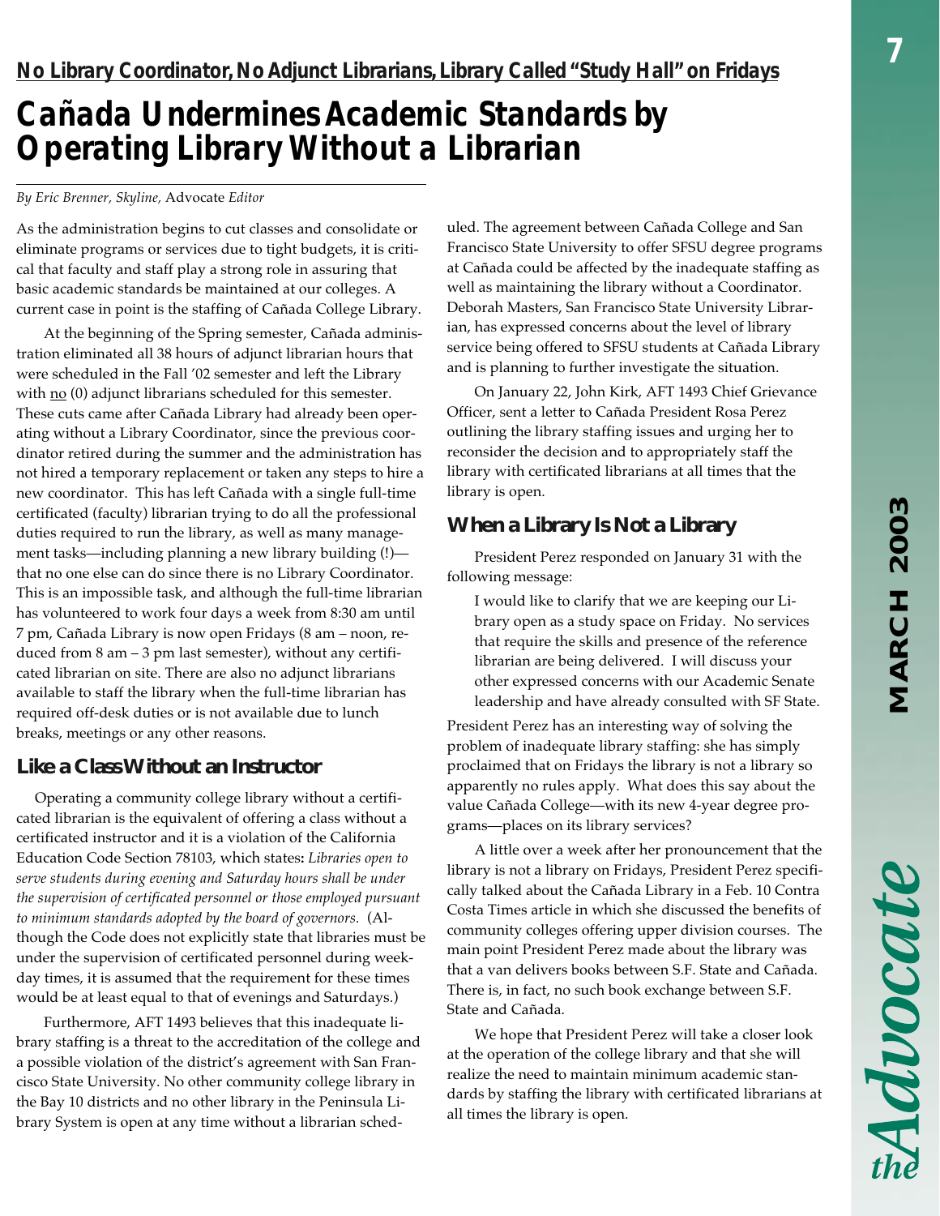**No Library Coordinator, No Adjunct Librarians, Library Called "Study Hall" on Fridays**

# Cañada Undermines Academic Standards by Operating Library Without a Librarian

*By Eric Brenner, Skyline,* Advocate *Editor*

As the administration begins to cut classes and consolidate or eliminate programs or services due to tight budgets, it is critical that faculty and staff play a strong role in assuring that basic academic standards be maintained at our colleges. A current case in point is the staffing of Cañada College Library.

At the beginning of the Spring semester, Cañada administration eliminated all 38 hours of adjunct librarian hours that were scheduled in the Fall '02 semester and left the Library with no (0) adjunct librarians scheduled for this semester. These cuts came after Cañada Library had already been operating without a Library Coordinator, since the previous coordinator retired during the summer and the administration has not hired a temporary replacement or taken any steps to hire a new coordinator. This has left Cañada with a single full-time certificated (faculty) librarian trying to do all the professional duties required to run the library, as well as many management tasks—including planning a new library building (!)—that no one else can do since there is no Library Coordinator. This is an impossible task, and although the full-time librarian has volunteered to work four days a week from 8:30 am until 7 pm, Cañada Library is now open Fridays (8 am – noon, reduced from 8 am – 3 pm last semester), without any certificated librarian on site. There are also no adjunct librarians available to staff the library when the full-time librarian has required off-desk duties or is not available due to lunch breaks, meetings or any other reasons.

## Like a Class Without an Instructor

Operating a community college library without a certificated librarian is the equivalent of offering a class without a certificated instructor and it is a violation of the California Education Code Section 78103, which states: *Libraries open to serve students during evening and Saturday hours shall be under the supervision of certificated personnel or those employed pursuant to minimum standards adopted by the board of governors.* (Although the Code does not explicitly state that libraries must be under the supervision of certificated personnel during weekday times, it is assumed that the requirement for these times would be at least equal to that of evenings and Saturdays.)

Furthermore, AFT 1493 believes that this inadequate library staffing is a threat to the accreditation of the college and a possible violation of the district's agreement with San Francisco State University. No other community college library in the Bay 10 districts and no other library in the Peninsula Library System is open at any time without a librarian scheduled. The agreement between Cañada College and San Francisco State University to offer SFSU degree programs at Cañada could be affected by the inadequate staffing as well as maintaining the library without a Coordinator. Deborah Masters, San Francisco State University Librarian, has expressed concerns about the level of library service being offered to SFSU students at Cañada Library and is planning to further investigate the situation.

On January 22, John Kirk, AFT 1493 Chief Grievance Officer, sent a letter to Cañada President Rosa Perez outlining the library staffing issues and urging her to reconsider the decision and to appropriately staff the library with certificated librarians at all times that the library is open.

## When a Library Is Not a Library

President Perez responded on January 31 with the following message:

> I would like to clarify that we are keeping our Library open as a study space on Friday. No services that require the skills and presence of the reference librarian are being delivered. I will discuss your other expressed concerns with our Academic Senate leadership and have already consulted with SF State.

President Perez has an interesting way of solving the problem of inadequate library staffing: she has simply proclaimed that on Fridays the library is not a library so apparently no rules apply. What does this say about the value Cañada College—with its new 4-year degree programs—places on its library services?

A little over a week after her pronouncement that the library is not a library on Fridays, President Perez specifically talked about the Cañada Library in a Feb. 10 Contra Costa Times article in which she discussed the benefits of community colleges offering upper division courses. The main point President Perez made about the library was that a van delivers books between S.F. State and Cañada. There is, in fact, no such book exchange between S.F. State and Cañada.

We hope that President Perez will take a closer look at the operation of the college library and that she will realize the need to maintain minimum academic standards by staffing the library with certificated librarians at all times the library is open.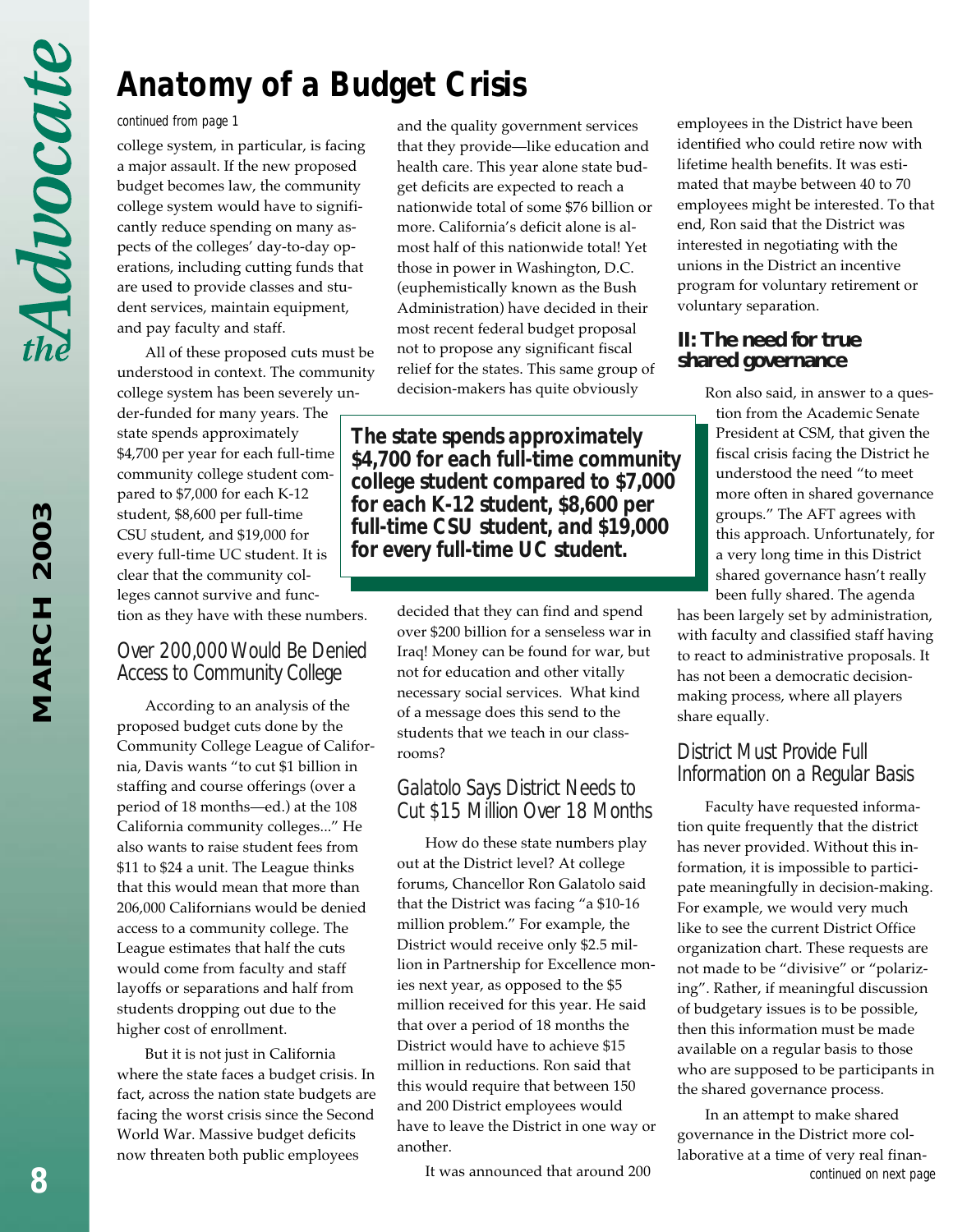# Anatomy of a Budget Crisis

*continued from page 1*

college system, in particular, is facing a major assault. If the new proposed budget becomes law, the community college system would have to significantly reduce spending on many aspects of the colleges' day-to-day operations, including cutting funds that are used to provide classes and student services, maintain equipment, and pay faculty and staff.

All of these proposed cuts must be understood in context. The community college system has been severely under-funded for many years. The state spends approximately $4,700 per year for each full-time community college student compared to $7,000 for each K-12 student, $8,600 per full-time CSU student, and $19,000 for every full-time UC student. It is clear that the community colleges cannot survive and function as they have with these numbers.

> **The state spends approximately $4,700 for each full-time community college student compared to $7,000 for each K-12 student, $8,600 per full-time CSU student, and $19,000 for every full-time UC student.**

## Over 200,000 Would Be Denied Access to Community College

According to an analysis of the proposed budget cuts done by the Community College League of California, Davis wants "to cut $1 billion in staffing and course offerings (over a period of 18 months—ed.) at the 108 California community colleges..." He also wants to raise student fees from $11 to $24 a unit. The League thinks that this would mean that more than 206,000 Californians would be denied access to a community college. The League estimates that half the cuts would come from faculty and staff layoffs or separations and half from students dropping out due to the higher cost of enrollment.

But it is not just in California where the state faces a budget crisis. In fact, across the nation state budgets are facing the worst crisis since the Second World War. Massive budget deficits now threaten both public employees and the quality government services that they provide—like education and health care. This year alone state budget deficits are expected to reach a nationwide total of some $76 billion or more. California's deficit alone is almost half of this nationwide total! Yet those in power in Washington, D.C. (euphemistically known as the Bush Administration) have decided in their most recent federal budget proposal not to propose any significant fiscal relief for the states. This same group of decision-makers has quite obviously decided that they can find and spend over $200 billion for a senseless war in Iraq! Money can be found for war, but not for education and other vitally necessary social services. What kind of a message does this send to the students that we teach in our classrooms?

## Galatolo Says District Needs to Cut $15 Million Over 18 Months

How do these state numbers play out at the District level? At college forums, Chancellor Ron Galatolo said that the District was facing "a $10-16 million problem." For example, the District would receive only $2.5 million in Partnership for Excellence monies next year, as opposed to the $5 million received for this year. He said that over a period of 18 months the District would have to achieve $15 million in reductions. Ron said that this would require that between 150 and 200 District employees would have to leave the District in one way or another.

It was announced that around 200 employees in the District have been identified who could retire now with lifetime health benefits. It was estimated that maybe between 40 to 70 employees might be interested. To that end, Ron said that the District was interested in negotiating with the unions in the District an incentive program for voluntary retirement or voluntary separation.

## II: The need for true shared governance

Ron also said, in answer to a question from the Academic Senate President at CSM, that given the fiscal crisis facing the District he understood the need "to meet more often in shared governance groups." The AFT agrees with this approach. Unfortunately, for a very long time in this District shared governance hasn't really been fully shared. The agenda has been largely set by administration, with faculty and classified staff having to react to administrative proposals. It has not been a democratic decision-making process, where all players share equally.

## District Must Provide Full Information on a Regular Basis

Faculty have requested information quite frequently that the district has never provided. Without this information, it is impossible to participate meaningfully in decision-making. For example, we would very much like to see the current District Office organization chart. These requests are not made to be "divisive" or "polarizing". Rather, if meaningful discussion of budgetary issues is to be possible, then this information must be made available on a regular basis to those who are supposed to be participants in the shared governance process.

In an attempt to make shared governance in the District more collaborative at a time of very real finan-

*continued on next page*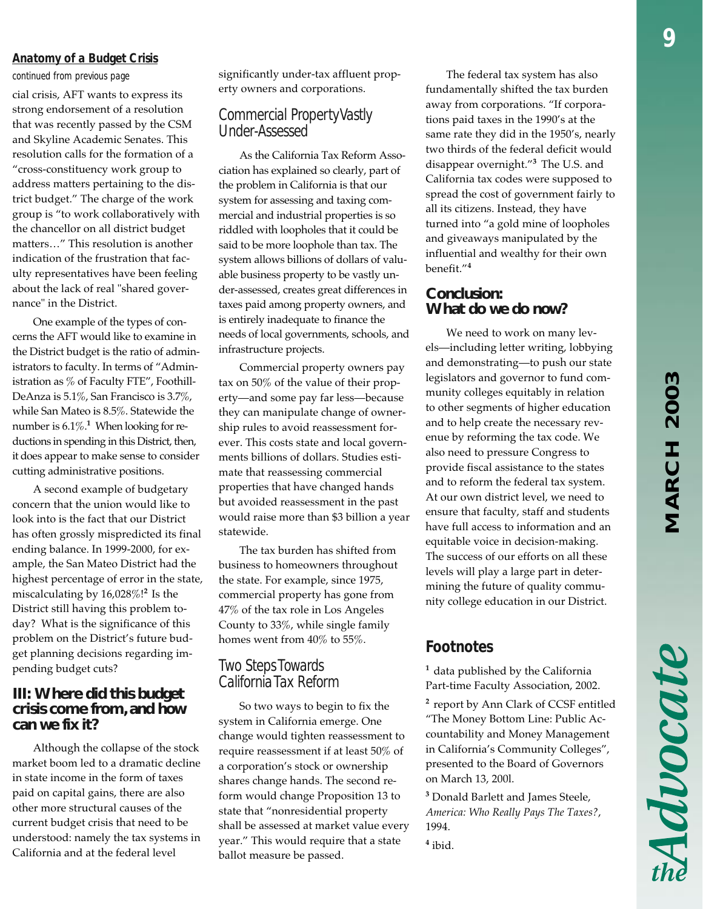**Anatomy of a Budget Crisis**

*continued from previous page*

cial crisis, AFT wants to express its strong endorsement of a resolution that was recently passed by the CSM and Skyline Academic Senates. This resolution calls for the formation of a "cross-constituency work group to address matters pertaining to the district budget." The charge of the work group is "to work collaboratively with the chancellor on all district budget matters…" This resolution is another indication of the frustration that faculty representatives have been feeling about the lack of real "shared governance" in the District.

One example of the types of concerns the AFT would like to examine in the District budget is the ratio of administrators to faculty. In terms of "Administration as % of Faculty FTE", Foothill-DeAnza is 5.1%, San Francisco is 3.7%, while San Mateo is 8.5%. Statewide the number is 6.1%.[1] When looking for reductions in spending in this District, then, it does appear to make sense to consider cutting administrative positions.

A second example of budgetary concern that the union would like to look into is the fact that our District has often grossly mispredicted its final ending balance. In 1999-2000, for example, the San Mateo District had the highest percentage of error in the state, miscalculating by 16,028%![2] Is the District still having this problem today? What is the significance of this problem on the District's future budget planning decisions regarding impending budget cuts?

## III: Where did this budget crisis come from, and how can we fix it?

Although the collapse of the stock market boom led to a dramatic decline in state income in the form of taxes paid on capital gains, there are also other more structural causes of the current budget crisis that need to be understood: namely the tax systems in California and at the federal level significantly under-tax affluent property owners and corporations.

### Commercial Property Vastly Under-Assessed

As the California Tax Reform Association has explained so clearly, part of the problem in California is that our system for assessing and taxing commercial and industrial properties is so riddled with loopholes that it could be said to be more loophole than tax. The system allows billions of dollars of valuable business property to be vastly under-assessed, creates great differences in taxes paid among property owners, and is entirely inadequate to finance the needs of local governments, schools, and infrastructure projects.

Commercial property owners pay tax on 50% of the value of their property—and some pay far less—because they can manipulate change of ownership rules to avoid reassessment forever. This costs state and local governments billions of dollars. Studies estimate that reassessing commercial properties that have changed hands but avoided reassessment in the past would raise more than $3 billion a year statewide.

The tax burden has shifted from business to homeowners throughout the state. For example, since 1975, commercial property has gone from 47% of the tax role in Los Angeles County to 33%, while single family homes went from 40% to 55%.

### Two Steps Towards California Tax Reform

So two ways to begin to fix the system in California emerge. One change would tighten reassessment to require reassessment if at least 50% of a corporation's stock or ownership shares change hands. The second reform would change Proposition 13 to state that "nonresidential property shall be assessed at market value every year." This would require that a state ballot measure be passed.

The federal tax system has also fundamentally shifted the tax burden away from corporations. "If corporations paid taxes in the 1990's at the same rate they did in the 1950's, nearly two thirds of the federal deficit would disappear overnight."[3] The U.S. and California tax codes were supposed to spread the cost of government fairly to all its citizens. Instead, they have turned into "a gold mine of loopholes and giveaways manipulated by the influential and wealthy for their own benefit."[4]

## Conclusion: What do we do now?

We need to work on many levels—including letter writing, lobbying and demonstrating—to push our state legislators and governor to fund community colleges equitably in relation to other segments of higher education and to help create the necessary revenue by reforming the tax code. We also need to pressure Congress to provide fiscal assistance to the states and to reform the federal tax system. At our own district level, we need to ensure that faculty, staff and students have full access to information and an equitable voice in decision-making. The success of our efforts on all these levels will play a large part in determining the future of quality community college education in our District.

## Footnotes

[1] data published by the California Part-time Faculty Association, 2002.

[2] report by Ann Clark of CCSF entitled "The Money Bottom Line: Public Accountability and Money Management in California's Community Colleges", presented to the Board of Governors on March 13, 200l.

[3] Donald Barlett and James Steele, *America: Who Really Pays The Taxes?*, 1994.

[4] ibid.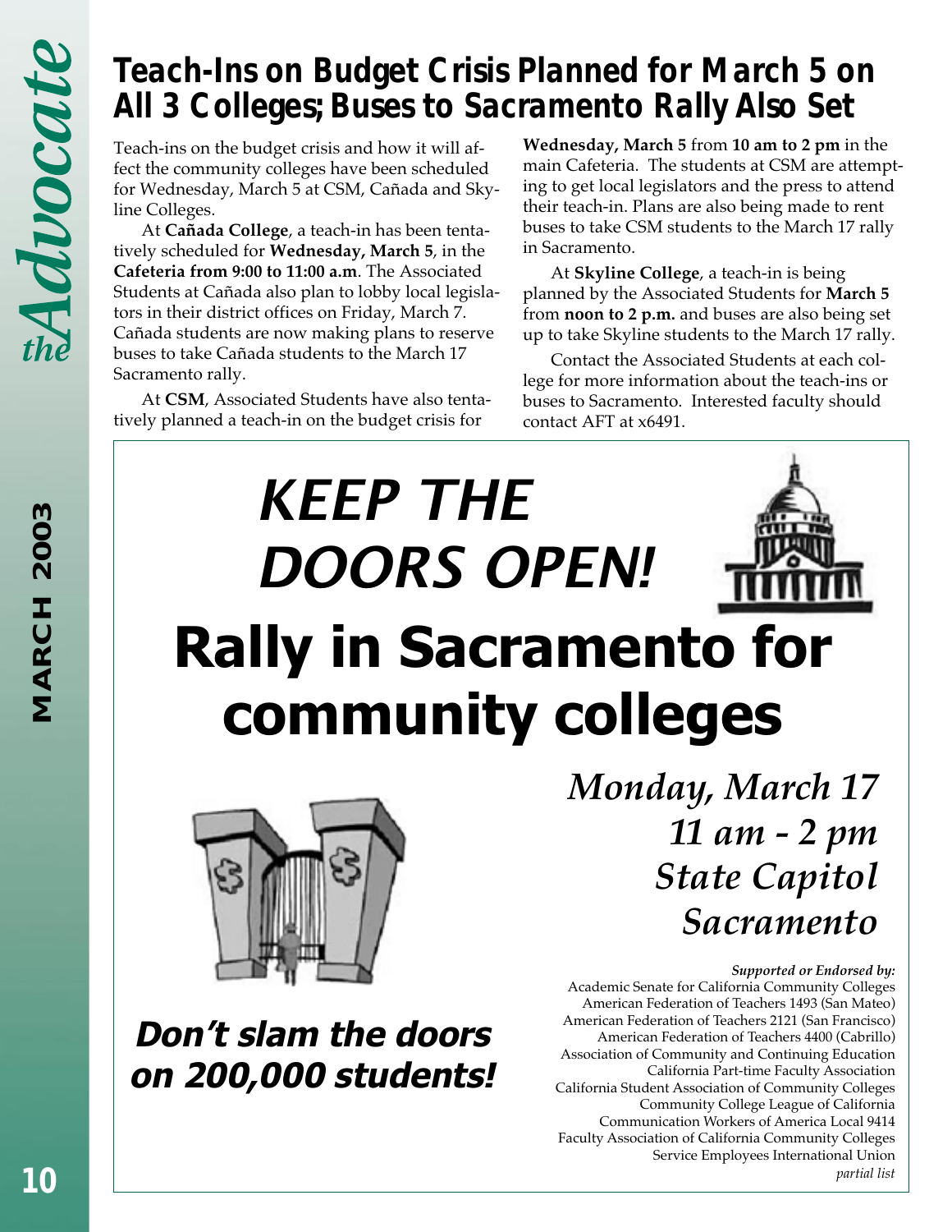# Teach-Ins on Budget Crisis Planned for March 5 on All 3 Colleges; Buses to Sacramento Rally Also Set

Teach-ins on the budget crisis and how it will affect the community colleges have been scheduled for Wednesday, March 5 at CSM, Cañada and Skyline Colleges.

At **Cañada College**, a teach-in has been tentatively scheduled for **Wednesday, March 5**, in the **Cafeteria from 9:00 to 11:00 a.m**. The Associated Students at Cañada also plan to lobby local legislators in their district offices on Friday, March 7. Cañada students are now making plans to reserve buses to take Cañada students to the March 17 Sacramento rally.

At **CSM**, Associated Students have also tentatively planned a teach-in on the budget crisis for **Wednesday, March 5** from **10 am to 2 pm** in the main Cafeteria. The students at CSM are attempting to get local legislators and the press to attend their teach-in. Plans are also being made to rent buses to take CSM students to the March 17 rally in Sacramento.

At **Skyline College**, a teach-in is being planned by the Associated Students for **March 5** from **noon to 2 p.m.** and buses are also being set up to take Skyline students to the March 17 rally.

Contact the Associated Students at each college for more information about the teach-ins or buses to Sacramento. Interested faculty should contact AFT at x6491.

***KEEP THE DOORS OPEN!***

# Rally in Sacramento for community colleges

*Monday, March 17*
*11 am - 2 pm*
*State Capitol*
*Sacramento*

***Don't slam the doors on 200,000 students!***

***Supported or Endorsed by:***

Academic Senate for California Community Colleges
American Federation of Teachers 1493 (San Mateo)
American Federation of Teachers 2121 (San Francisco)
American Federation of Teachers 4400 (Cabrillo)
Association of Community and Continuing Education
California Part-time Faculty Association
California Student Association of Community Colleges
Community College League of California
Communication Workers of America Local 9414
Faculty Association of California Community Colleges
Service Employees International Union
*partial list*